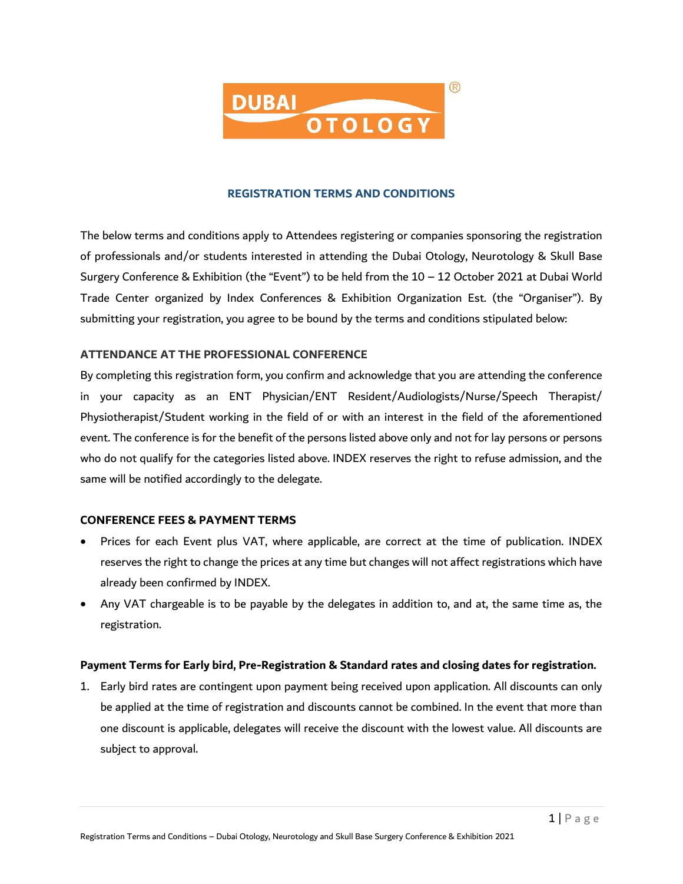# REGISTRATION TERMS AND CONDITIONS

The below terms and conditions apply to Attendees registering or companies sponsoring the registration of professionals and/or students interested in attending the Dubai Otology, Neurotology & Skull Base Surgery Conference & Exhibition (the "Event") to be held from the 10 – 12 October 2021 at Dubai World Trade Center organized by Index Conferences & Exhibition Organization Est. (the "Organiser"). By submitting your registration, you agree to be bound by the terms and conditions stipulated below:

## ATTENDANCE AT THE PROFESSIONAL CONFERENCE

By completing this registration form, you confirm and acknowledge that you are attending the conference in your capacity as an ENT Physician/ENT Resident/Audiologists/Nurse/Speech Therapist/ Physiotherapist/Student working in the field of or with an interest in the field of the aforementioned event. The conference is for the benefit of the persons listed above only and not for lay persons or persons who do not qualify for the categories listed above. INDEX reserves the right to refuse admission, and the same will be notified accordingly to the delegate.

## CONFERENCE FEES & PAYMENT TERMS

- Prices for each Event plus VAT, where applicable, are correct at the time of publication. INDEX reserves the right to change the prices at any time but changes will not affect registrations which have already been confirmed by INDEX.
- Any VAT chargeable is to be payable by the delegates in addition to, and at, the same time as, the registration.

**Payment Terms for Early bird, Pre-Registration & Standard rates and closing dates for registration.**

1. Early bird rates are contingent upon payment being received upon application. All discounts can only be applied at the time of registration and discounts cannot be combined. In the event that more than one discount is applicable, delegates will receive the discount with the lowest value. All discounts are subject to approval.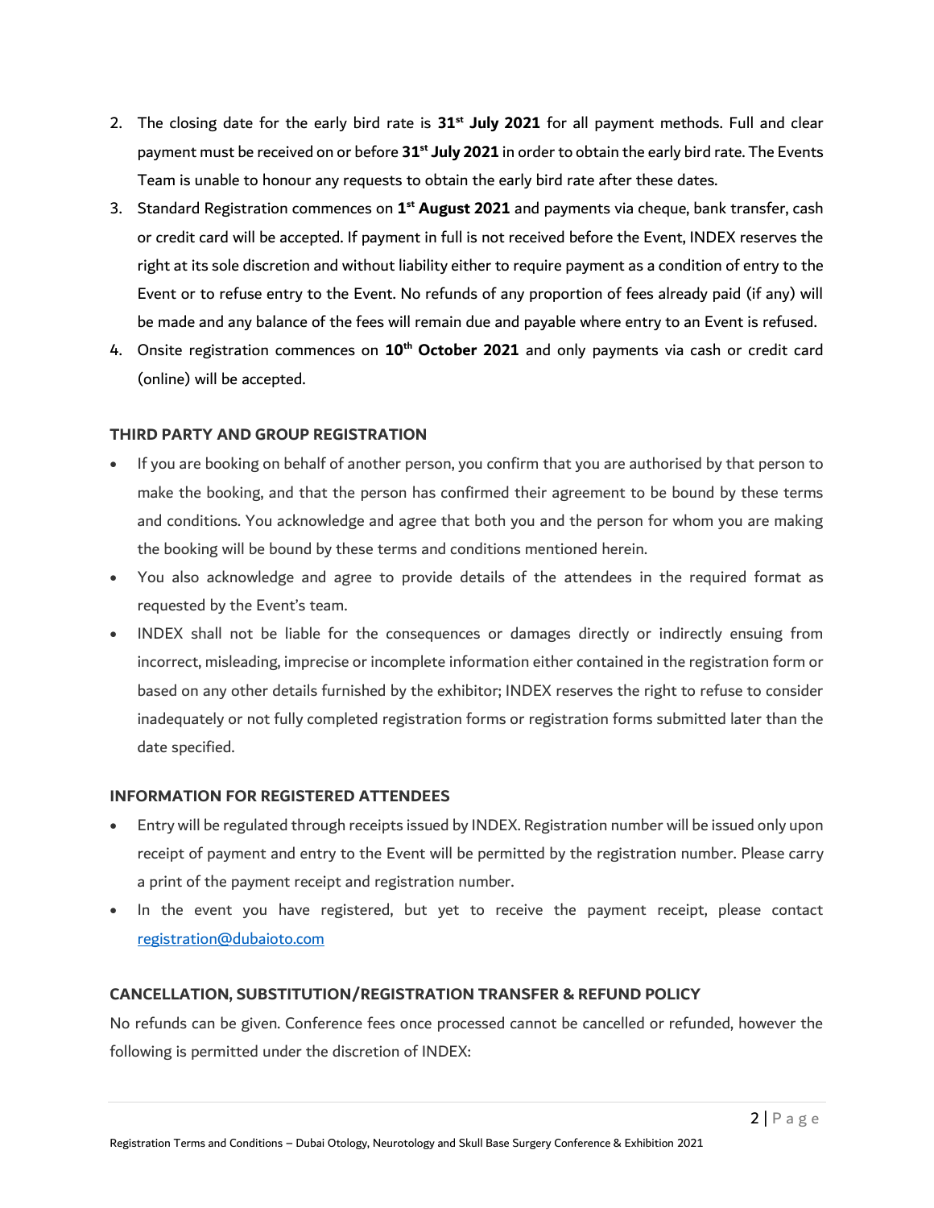2. The closing date for the early bird rate is **31st July 2021** for all payment methods. Full and clear payment must be received on or before **31st July 2021** in order to obtain the early bird rate. The Events Team is unable to honour any requests to obtain the early bird rate after these dates.
3. Standard Registration commences on **1st August 2021** and payments via cheque, bank transfer, cash or credit card will be accepted. If payment in full is not received before the Event, INDEX reserves the right at its sole discretion and without liability either to require payment as a condition of entry to the Event or to refuse entry to the Event. No refunds of any proportion of fees already paid (if any) will be made and any balance of the fees will remain due and payable where entry to an Event is refused.
4. Onsite registration commences on **10th October 2021** and only payments via cash or credit card (online) will be accepted.

**THIRD PARTY AND GROUP REGISTRATION**

- If you are booking on behalf of another person, you confirm that you are authorised by that person to make the booking, and that the person has confirmed their agreement to be bound by these terms and conditions. You acknowledge and agree that both you and the person for whom you are making the booking will be bound by these terms and conditions mentioned herein.
- You also acknowledge and agree to provide details of the attendees in the required format as requested by the Event's team.
- INDEX shall not be liable for the consequences or damages directly or indirectly ensuing from incorrect, misleading, imprecise or incomplete information either contained in the registration form or based on any other details furnished by the exhibitor; INDEX reserves the right to refuse to consider inadequately or not fully completed registration forms or registration forms submitted later than the date specified.

**INFORMATION FOR REGISTERED ATTENDEES**

- Entry will be regulated through receipts issued by INDEX. Registration number will be issued only upon receipt of payment and entry to the Event will be permitted by the registration number. Please carry a print of the payment receipt and registration number.
- In the event you have registered, but yet to receive the payment receipt, please contact registration@dubaioto.com

**CANCELLATION, SUBSTITUTION/REGISTRATION TRANSFER & REFUND POLICY**

No refunds can be given. Conference fees once processed cannot be cancelled or refunded, however the following is permitted under the discretion of INDEX: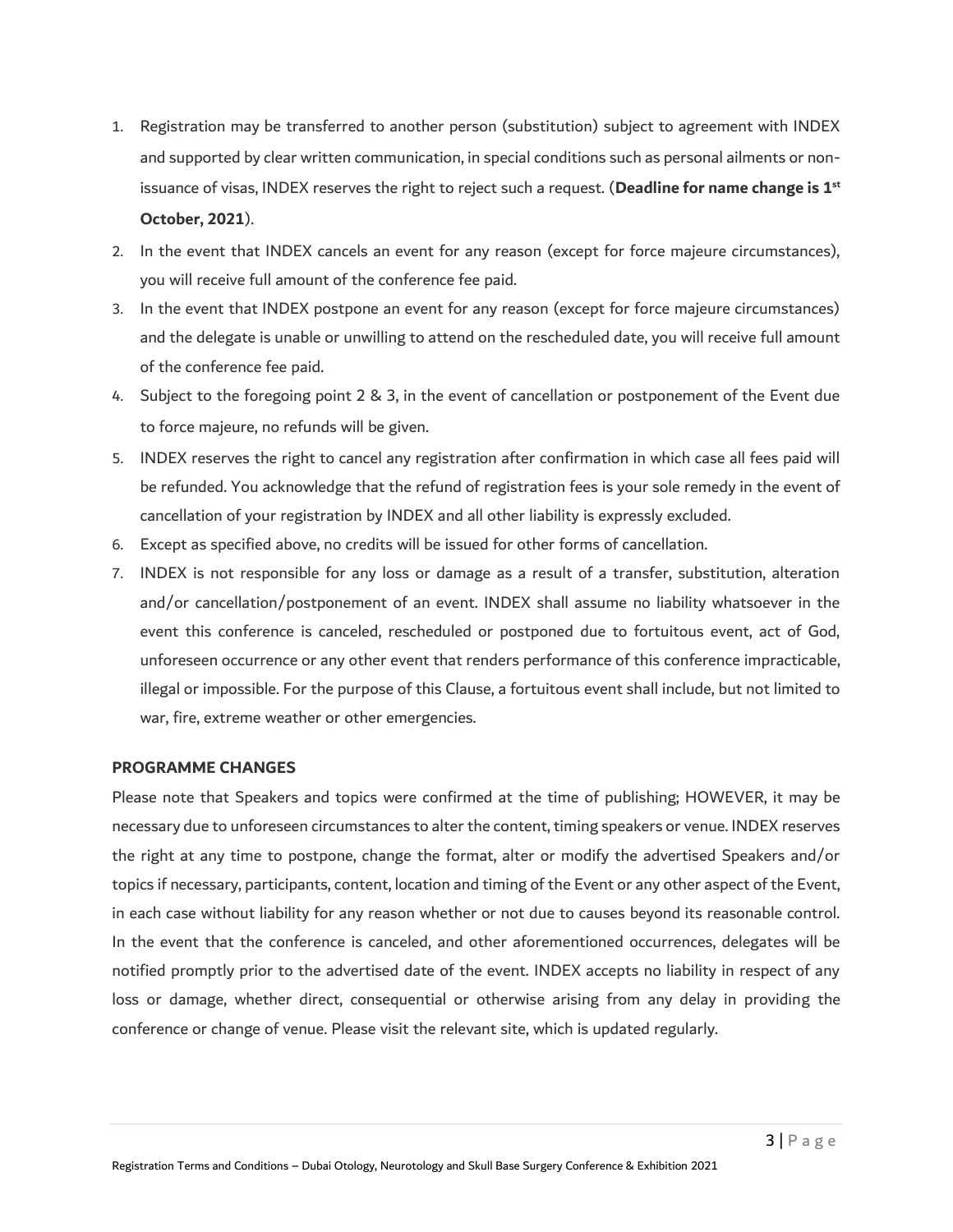1. Registration may be transferred to another person (substitution) subject to agreement with INDEX and supported by clear written communication, in special conditions such as personal ailments or non-issuance of visas, INDEX reserves the right to reject such a request. (**Deadline for name change is 1st October, 2021**).
2. In the event that INDEX cancels an event for any reason (except for force majeure circumstances), you will receive full amount of the conference fee paid.
3. In the event that INDEX postpone an event for any reason (except for force majeure circumstances) and the delegate is unable or unwilling to attend on the rescheduled date, you will receive full amount of the conference fee paid.
4. Subject to the foregoing point 2 & 3, in the event of cancellation or postponement of the Event due to force majeure, no refunds will be given.
5. INDEX reserves the right to cancel any registration after confirmation in which case all fees paid will be refunded. You acknowledge that the refund of registration fees is your sole remedy in the event of cancellation of your registration by INDEX and all other liability is expressly excluded.
6. Except as specified above, no credits will be issued for other forms of cancellation.
7. INDEX is not responsible for any loss or damage as a result of a transfer, substitution, alteration and/or cancellation/postponement of an event. INDEX shall assume no liability whatsoever in the event this conference is canceled, rescheduled or postponed due to fortuitous event, act of God, unforeseen occurrence or any other event that renders performance of this conference impracticable, illegal or impossible. For the purpose of this Clause, a fortuitous event shall include, but not limited to war, fire, extreme weather or other emergencies.

**PROGRAMME CHANGES**

Please note that Speakers and topics were confirmed at the time of publishing; HOWEVER, it may be necessary due to unforeseen circumstances to alter the content, timing speakers or venue. INDEX reserves the right at any time to postpone, change the format, alter or modify the advertised Speakers and/or topics if necessary, participants, content, location and timing of the Event or any other aspect of the Event, in each case without liability for any reason whether or not due to causes beyond its reasonable control. In the event that the conference is canceled, and other aforementioned occurrences, delegates will be notified promptly prior to the advertised date of the event. INDEX accepts no liability in respect of any loss or damage, whether direct, consequential or otherwise arising from any delay in providing the conference or change of venue. Please visit the relevant site, which is updated regularly.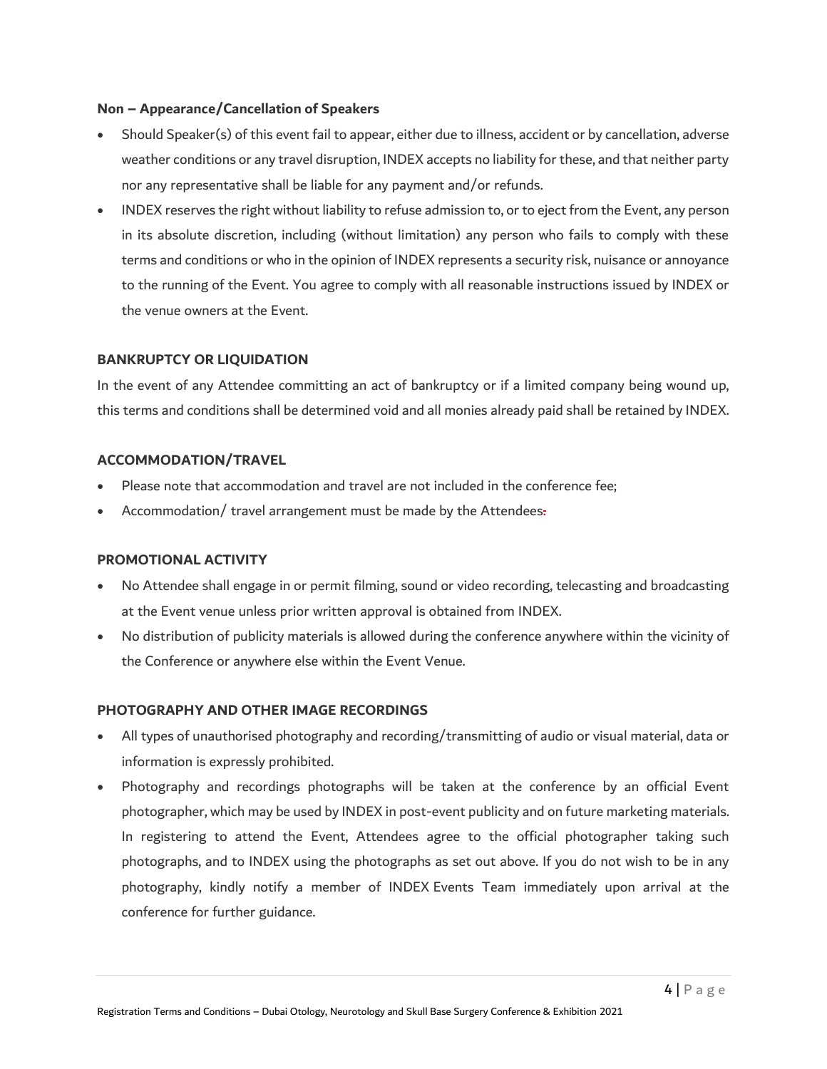### Non – Appearance/Cancellation of Speakers

- Should Speaker(s) of this event fail to appear, either due to illness, accident or by cancellation, adverse weather conditions or any travel disruption, INDEX accepts no liability for these, and that neither party nor any representative shall be liable for any payment and/or refunds.
- INDEX reserves the right without liability to refuse admission to, or to eject from the Event, any person in its absolute discretion, including (without limitation) any person who fails to comply with these terms and conditions or who in the opinion of INDEX represents a security risk, nuisance or annoyance to the running of the Event. You agree to comply with all reasonable instructions issued by INDEX or the venue owners at the Event.

### BANKRUPTCY OR LIQUIDATION

In the event of any Attendee committing an act of bankruptcy or if a limited company being wound up, this terms and conditions shall be determined void and all monies already paid shall be retained by INDEX.

### ACCOMMODATION/TRAVEL

- Please note that accommodation and travel are not included in the conference fee;
- Accommodation/ travel arrangement must be made by the Attendees.

### PROMOTIONAL ACTIVITY

- No Attendee shall engage in or permit filming, sound or video recording, telecasting and broadcasting at the Event venue unless prior written approval is obtained from INDEX.
- No distribution of publicity materials is allowed during the conference anywhere within the vicinity of the Conference or anywhere else within the Event Venue.

### PHOTOGRAPHY AND OTHER IMAGE RECORDINGS

- All types of unauthorised photography and recording/transmitting of audio or visual material, data or information is expressly prohibited.
- Photography and recordings photographs will be taken at the conference by an official Event photographer, which may be used by INDEX in post-event publicity and on future marketing materials. In registering to attend the Event, Attendees agree to the official photographer taking such photographs, and to INDEX using the photographs as set out above. If you do not wish to be in any photography, kindly notify a member of INDEX Events Team immediately upon arrival at the conference for further guidance.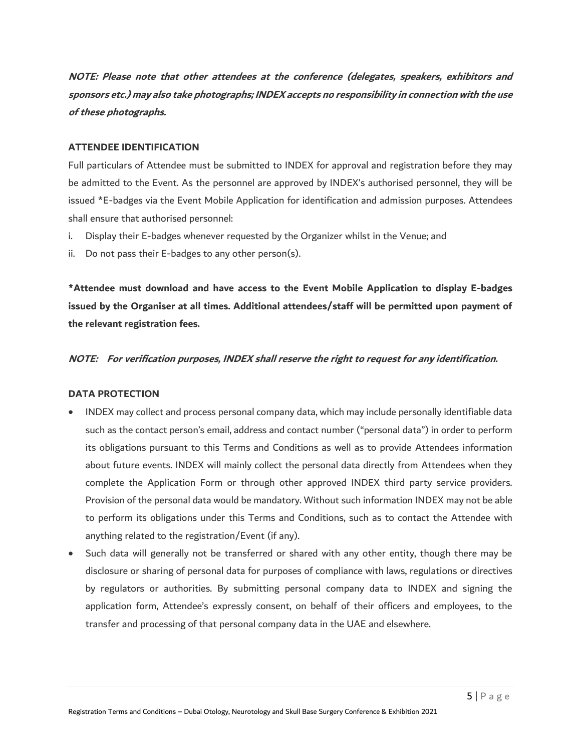***NOTE: Please note that other attendees at the conference (delegates, speakers, exhibitors and sponsors etc.) may also take photographs; INDEX accepts no responsibility in connection with the use of these photographs.***

**ATTENDEE IDENTIFICATION**

Full particulars of Attendee must be submitted to INDEX for approval and registration before they may be admitted to the Event. As the personnel are approved by INDEX's authorised personnel, they will be issued *E-badges via the Event Mobile Application for identification and admission purposes. Attendees shall ensure that authorised personnel:

i. Display their E-badges whenever requested by the Organizer whilst in the Venue; and
ii. Do not pass their E-badges to any other person(s).

**\*Attendee must download and have access to the Event Mobile Application to display E-badges issued by the Organiser at all times. Additional attendees/staff will be permitted upon payment of the relevant registration fees.**

***NOTE: For verification purposes, INDEX shall reserve the right to request for any identification.***

**DATA PROTECTION**

- INDEX may collect and process personal company data, which may include personally identifiable data such as the contact person's email, address and contact number ("personal data") in order to perform its obligations pursuant to this Terms and Conditions as well as to provide Attendees information about future events. INDEX will mainly collect the personal data directly from Attendees when they complete the Application Form or through other approved INDEX third party service providers. Provision of the personal data would be mandatory. Without such information INDEX may not be able to perform its obligations under this Terms and Conditions, such as to contact the Attendee with anything related to the registration/Event (if any).
- Such data will generally not be transferred or shared with any other entity, though there may be disclosure or sharing of personal data for purposes of compliance with laws, regulations or directives by regulators or authorities. By submitting personal company data to INDEX and signing the application form, Attendee's expressly consent, on behalf of their officers and employees, to the transfer and processing of that personal company data in the UAE and elsewhere.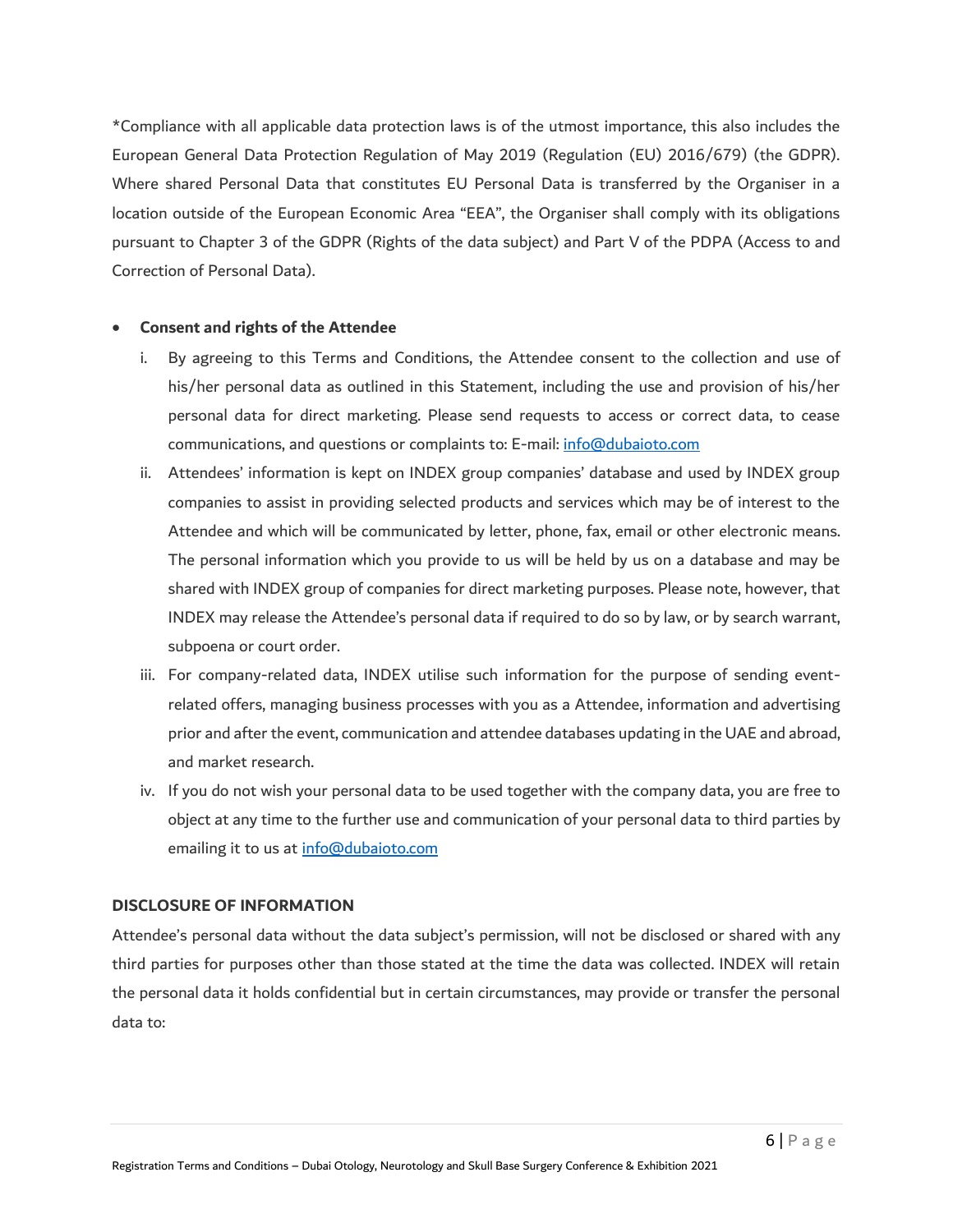*Compliance with all applicable data protection laws is of the utmost importance, this also includes the European General Data Protection Regulation of May 2019 (Regulation (EU) 2016/679) (the GDPR). Where shared Personal Data that constitutes EU Personal Data is transferred by the Organiser in a location outside of the European Economic Area "EEA", the Organiser shall comply with its obligations pursuant to Chapter 3 of the GDPR (Rights of the data subject) and Part V of the PDPA (Access to and Correction of Personal Data).

- **Consent and rights of the Attendee**
    i. By agreeing to this Terms and Conditions, the Attendee consent to the collection and use of his/her personal data as outlined in this Statement, including the use and provision of his/her personal data for direct marketing. Please send requests to access or correct data, to cease communications, and questions or complaints to: E-mail: [info@dubaioto.com](mailto:info@dubaioto.com)
    ii. Attendees' information is kept on INDEX group companies' database and used by INDEX group companies to assist in providing selected products and services which may be of interest to the Attendee and which will be communicated by letter, phone, fax, email or other electronic means. The personal information which you provide to us will be held by us on a database and may be shared with INDEX group of companies for direct marketing purposes. Please note, however, that INDEX may release the Attendee's personal data if required to do so by law, or by search warrant, subpoena or court order.
    iii. For company-related data, INDEX utilise such information for the purpose of sending event-related offers, managing business processes with you as a Attendee, information and advertising prior and after the event, communication and attendee databases updating in the UAE and abroad, and market research.
    iv. If you do not wish your personal data to be used together with the company data, you are free to object at any time to the further use and communication of your personal data to third parties by emailing it to us at [info@dubaioto.com](mailto:info@dubaioto.com)

**DISCLOSURE OF INFORMATION**

Attendee's personal data without the data subject's permission, will not be disclosed or shared with any third parties for purposes other than those stated at the time the data was collected. INDEX will retain the personal data it holds confidential but in certain circumstances, may provide or transfer the personal data to: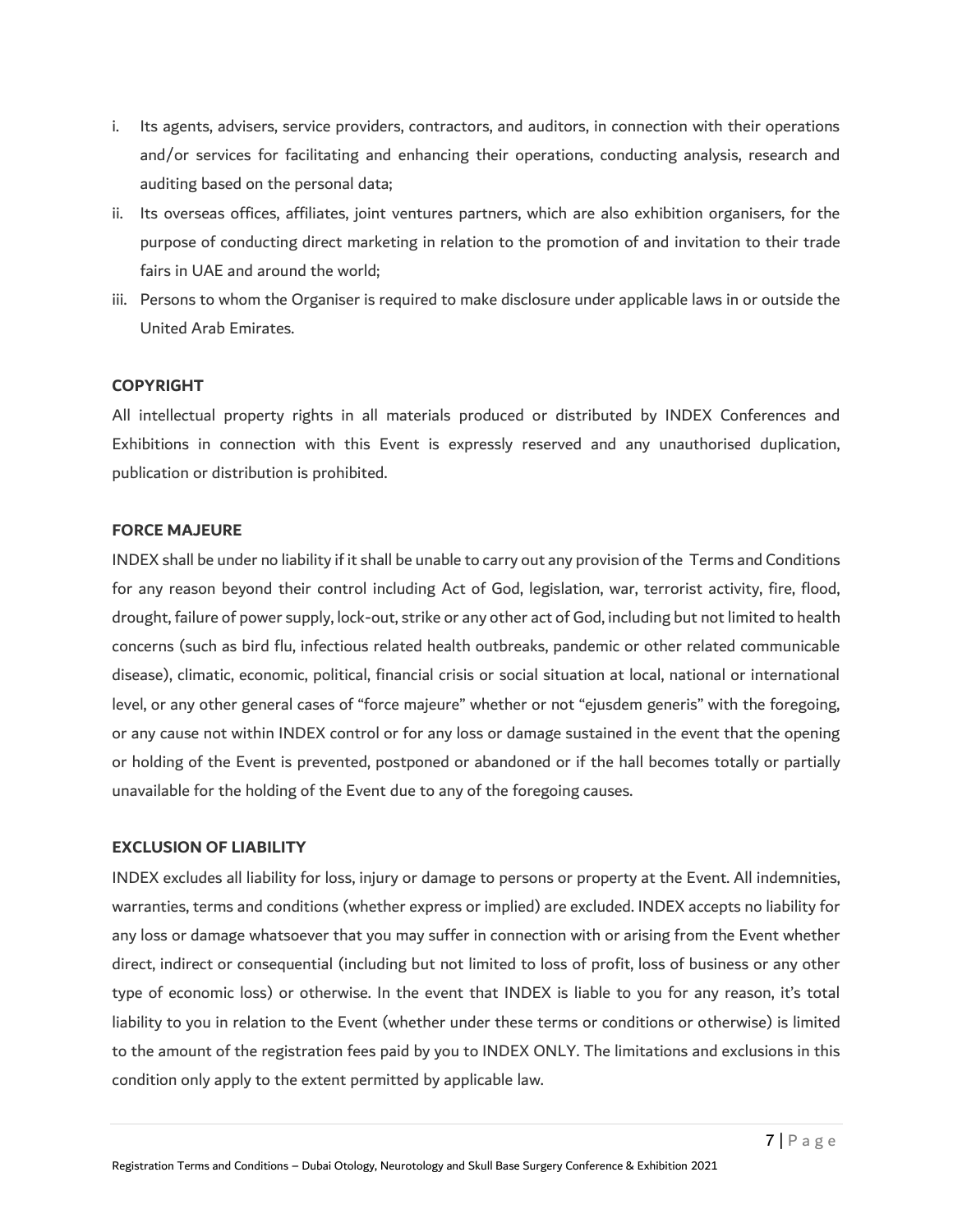i. Its agents, advisers, service providers, contractors, and auditors, in connection with their operations and/or services for facilitating and enhancing their operations, conducting analysis, research and auditing based on the personal data;
ii. Its overseas offices, affiliates, joint ventures partners, which are also exhibition organisers, for the purpose of conducting direct marketing in relation to the promotion of and invitation to their trade fairs in UAE and around the world;
iii. Persons to whom the Organiser is required to make disclosure under applicable laws in or outside the United Arab Emirates.

**COPYRIGHT**

All intellectual property rights in all materials produced or distributed by INDEX Conferences and Exhibitions in connection with this Event is expressly reserved and any unauthorised duplication, publication or distribution is prohibited.

**FORCE MAJEURE**

INDEX shall be under no liability if it shall be unable to carry out any provision of the Terms and Conditions for any reason beyond their control including Act of God, legislation, war, terrorist activity, fire, flood, drought, failure of power supply, lock-out, strike or any other act of God, including but not limited to health concerns (such as bird flu, infectious related health outbreaks, pandemic or other related communicable disease), climatic, economic, political, financial crisis or social situation at local, national or international level, or any other general cases of "force majeure" whether or not "ejusdem generis" with the foregoing, or any cause not within INDEX control or for any loss or damage sustained in the event that the opening or holding of the Event is prevented, postponed or abandoned or if the hall becomes totally or partially unavailable for the holding of the Event due to any of the foregoing causes.

**EXCLUSION OF LIABILITY**

INDEX excludes all liability for loss, injury or damage to persons or property at the Event. All indemnities, warranties, terms and conditions (whether express or implied) are excluded. INDEX accepts no liability for any loss or damage whatsoever that you may suffer in connection with or arising from the Event whether direct, indirect or consequential (including but not limited to loss of profit, loss of business or any other type of economic loss) or otherwise. In the event that INDEX is liable to you for any reason, it's total liability to you in relation to the Event (whether under these terms or conditions or otherwise) is limited to the amount of the registration fees paid by you to INDEX ONLY. The limitations and exclusions in this condition only apply to the extent permitted by applicable law.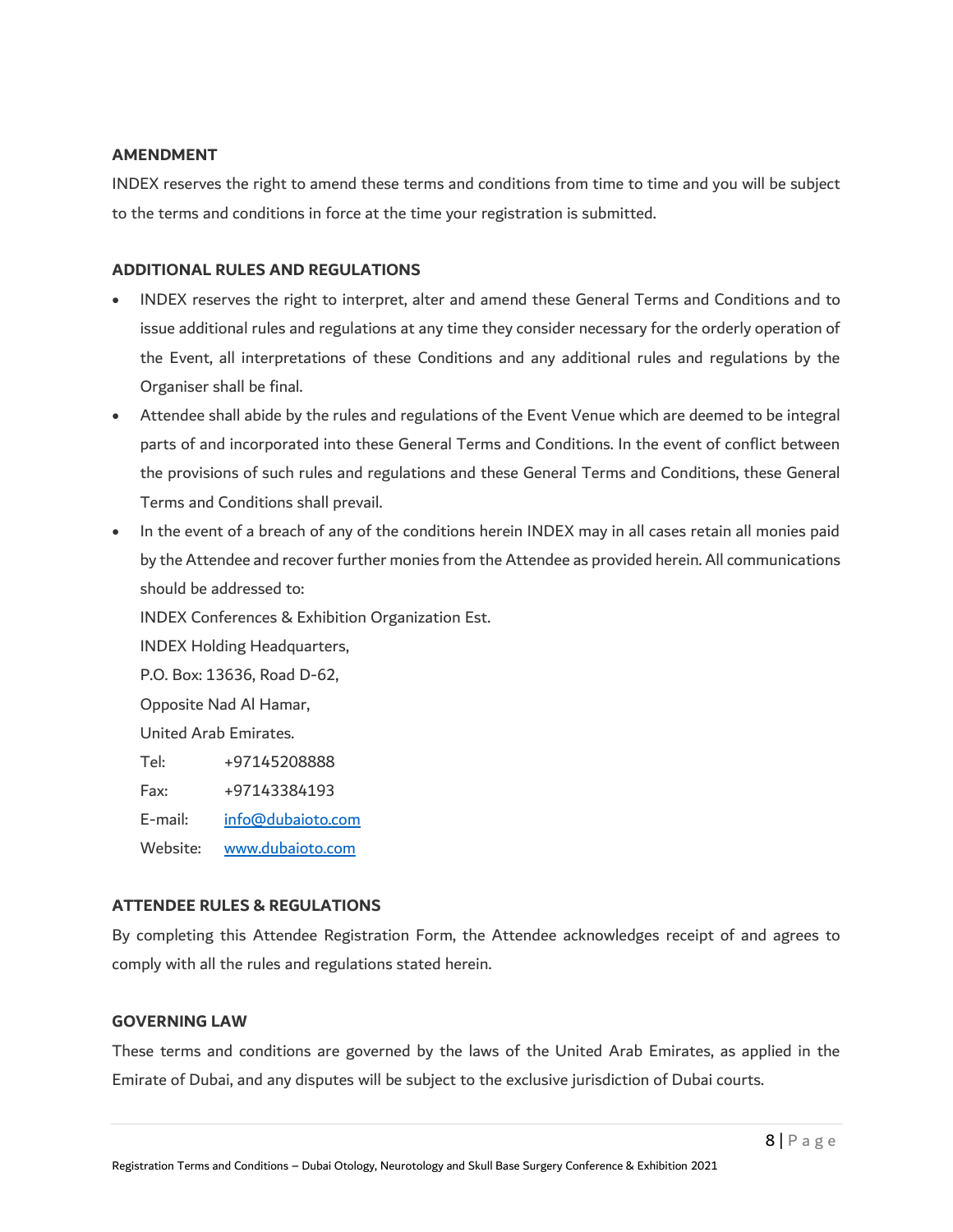**AMENDMENT**

INDEX reserves the right to amend these terms and conditions from time to time and you will be subject to the terms and conditions in force at the time your registration is submitted.

**ADDITIONAL RULES AND REGULATIONS**

- INDEX reserves the right to interpret, alter and amend these General Terms and Conditions and to issue additional rules and regulations at any time they consider necessary for the orderly operation of the Event, all interpretations of these Conditions and any additional rules and regulations by the Organiser shall be final.
- Attendee shall abide by the rules and regulations of the Event Venue which are deemed to be integral parts of and incorporated into these General Terms and Conditions. In the event of conflict between the provisions of such rules and regulations and these General Terms and Conditions, these General Terms and Conditions shall prevail.
- In the event of a breach of any of the conditions herein INDEX may in all cases retain all monies paid by the Attendee and recover further monies from the Attendee as provided herein. All communications should be addressed to:

  INDEX Conferences & Exhibition Organization Est.
  INDEX Holding Headquarters,
  P.O. Box: 13636, Road D-62,
  Opposite Nad Al Hamar,
  United Arab Emirates.

  Tel: +97145208888
  Fax: +97143384193
  E-mail: info@dubaioto.com
  Website: www.dubaioto.com

**ATTENDEE RULES & REGULATIONS**

By completing this Attendee Registration Form, the Attendee acknowledges receipt of and agrees to comply with all the rules and regulations stated herein.

**GOVERNING LAW**

These terms and conditions are governed by the laws of the United Arab Emirates, as applied in the Emirate of Dubai, and any disputes will be subject to the exclusive jurisdiction of Dubai courts.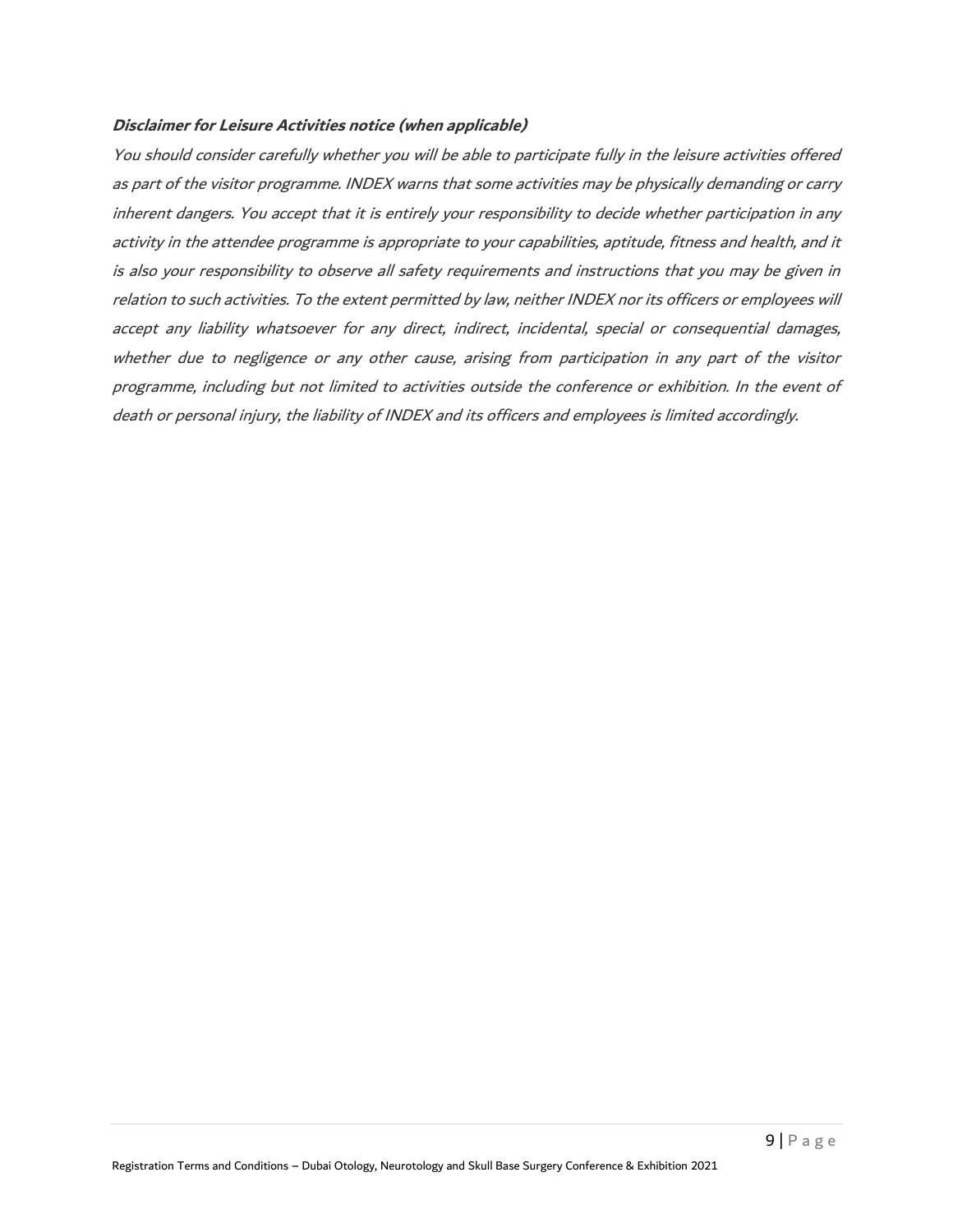***Disclaimer for Leisure Activities notice (when applicable)***

*You should consider carefully whether you will be able to participate fully in the leisure activities offered as part of the visitor programme. INDEX warns that some activities may be physically demanding or carry inherent dangers. You accept that it is entirely your responsibility to decide whether participation in any activity in the attendee programme is appropriate to your capabilities, aptitude, fitness and health, and it is also your responsibility to observe all safety requirements and instructions that you may be given in relation to such activities. To the extent permitted by law, neither INDEX nor its officers or employees will accept any liability whatsoever for any direct, indirect, incidental, special or consequential damages, whether due to negligence or any other cause, arising from participation in any part of the visitor programme, including but not limited to activities outside the conference or exhibition. In the event of death or personal injury, the liability of INDEX and its officers and employees is limited accordingly.*